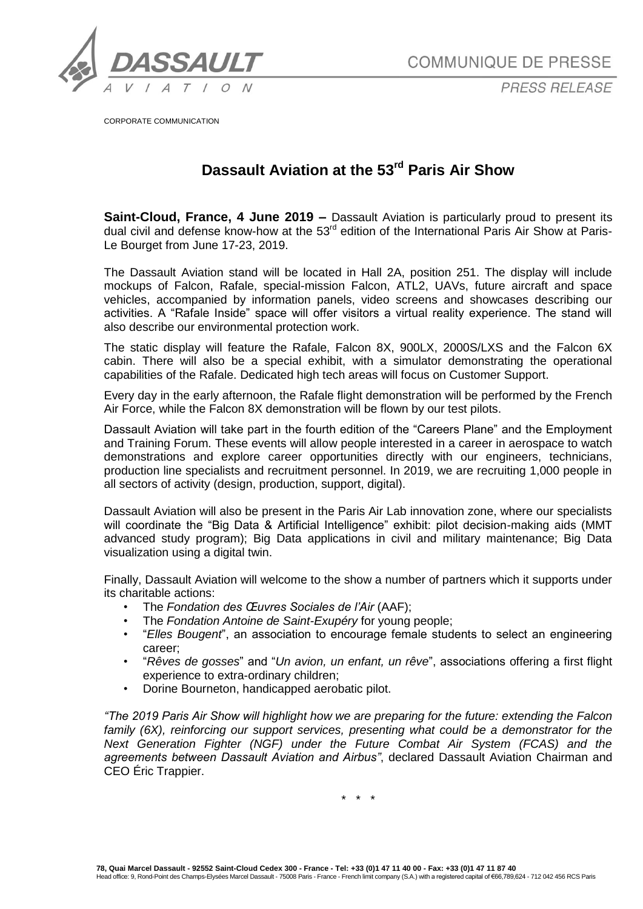COMMUNIQUE DE PRESSE

PRESS RELEASE

CORPORATE COMMUNICATION

# Dassault Aviation at the 53rd Paris Air Show

**Saint-Cloud, France, 4 June 2019 –** Dassault Aviation is particularly proud to present its dual civil and defense know-how at the 53rd edition of the International Paris Air Show at Paris-Le Bourget from June 17-23, 2019.

The Dassault Aviation stand will be located in Hall 2A, position 251. The display will include mockups of Falcon, Rafale, special-mission Falcon, ATL2, UAVs, future aircraft and space vehicles, accompanied by information panels, video screens and showcases describing our activities. A "Rafale Inside" space will offer visitors a virtual reality experience. The stand will also describe our environmental protection work.

The static display will feature the Rafale, Falcon 8X, 900LX, 2000S/LXS and the Falcon 6X cabin. There will also be a special exhibit, with a simulator demonstrating the operational capabilities of the Rafale. Dedicated high tech areas will focus on Customer Support.

Every day in the early afternoon, the Rafale flight demonstration will be performed by the French Air Force, while the Falcon 8X demonstration will be flown by our test pilots.

Dassault Aviation will take part in the fourth edition of the "Careers Plane" and the Employment and Training Forum. These events will allow people interested in a career in aerospace to watch demonstrations and explore career opportunities directly with our engineers, technicians, production line specialists and recruitment personnel. In 2019, we are recruiting 1,000 people in all sectors of activity (design, production, support, digital).

Dassault Aviation will also be present in the Paris Air Lab innovation zone, where our specialists will coordinate the "Big Data & Artificial Intelligence" exhibit: pilot decision-making aids (MMT advanced study program); Big Data applications in civil and military maintenance; Big Data visualization using a digital twin.

Finally, Dassault Aviation will welcome to the show a number of partners which it supports under its charitable actions:

- The *Fondation des Œuvres Sociales de l'Air* (AAF);
- The *Fondation Antoine de Saint-Exupéry* for young people;
- "*Elles Bougent*", an association to encourage female students to select an engineering career;
- "*Rêves de gosses*" and "*Un avion, un enfant, un rêve*", associations offering a first flight experience to extra-ordinary children;
- Dorine Bourneton, handicapped aerobatic pilot.

*"The 2019 Paris Air Show will highlight how we are preparing for the future: extending the Falcon family (6X), reinforcing our support services, presenting what could be a demonstrator for the Next Generation Fighter (NGF) under the Future Combat Air System (FCAS) and the agreements between Dassault Aviation and Airbus"*, declared Dassault Aviation Chairman and CEO Éric Trappier.

\* \* \*

**78, Quai Marcel Dassault - 92552 Saint-Cloud Cedex 300 - France - Tel: +33 (0)1 47 11 40 00 - Fax: +33 (0)1 47 11 87 40**
Head office: 9, Rond-Point des Champs-Elysées Marcel Dassault - 75008 Paris - France - French limit company (S.A.) with a registered capital of €66,789,624 - 712 042 456 RCS Paris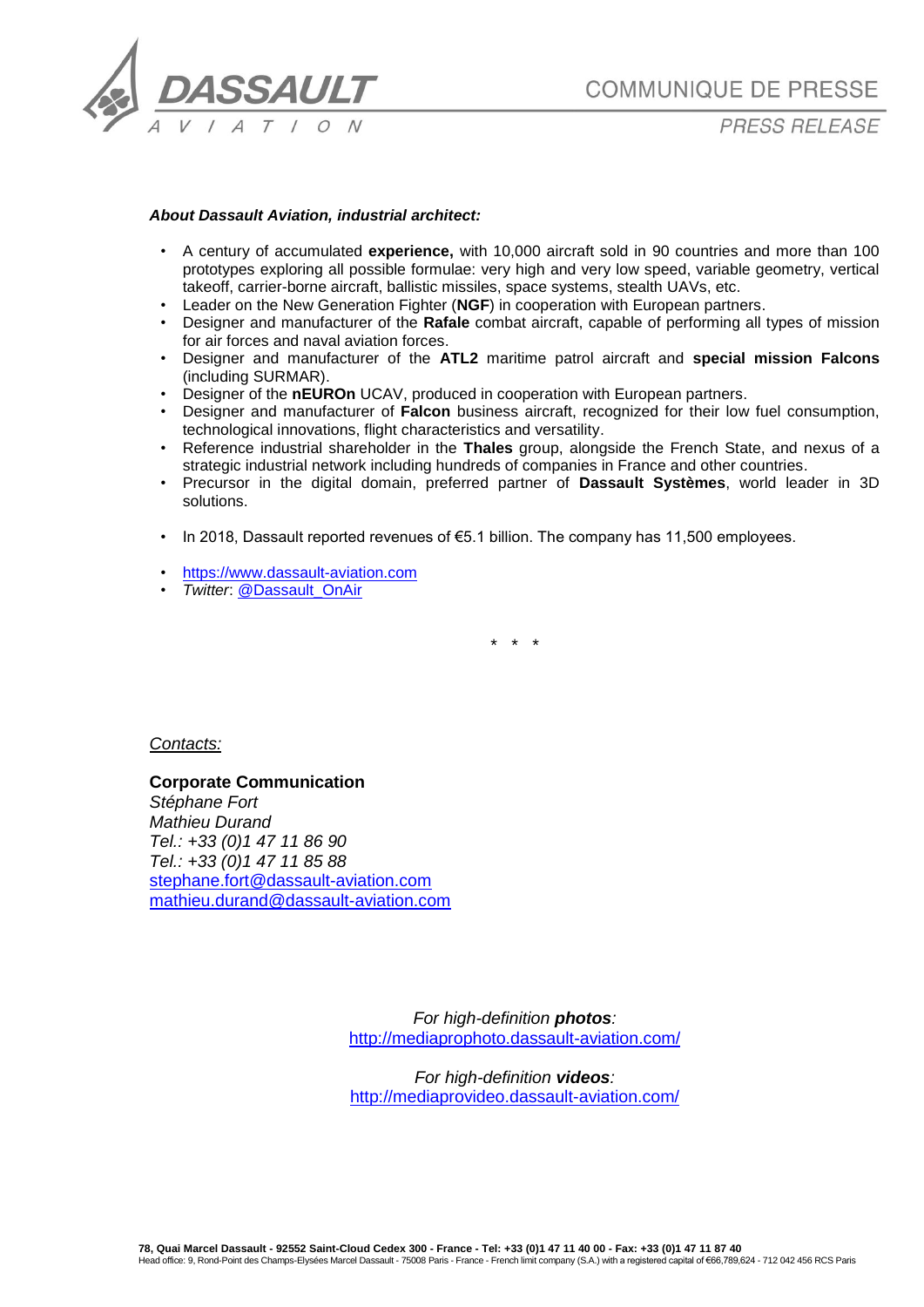***About Dassault Aviation, industrial architect:***

- A century of accumulated **experience,** with 10,000 aircraft sold in 90 countries and more than 100 prototypes exploring all possible formulae: very high and very low speed, variable geometry, vertical takeoff, carrier-borne aircraft, ballistic missiles, space systems, stealth UAVs, etc.
- Leader on the New Generation Fighter (**NGF**) in cooperation with European partners.
- Designer and manufacturer of the **Rafale** combat aircraft, capable of performing all types of mission for air forces and naval aviation forces.
- Designer and manufacturer of the **ATL2** maritime patrol aircraft and **special mission Falcons** (including SURMAR).
- Designer of the **nEUROn** UCAV, produced in cooperation with European partners.
- Designer and manufacturer of **Falcon** business aircraft, recognized for their low fuel consumption, technological innovations, flight characteristics and versatility.
- Reference industrial shareholder in the **Thales** group, alongside the French State, and nexus of a strategic industrial network including hundreds of companies in France and other countries.
- Precursor in the digital domain, preferred partner of **Dassault Systèmes**, world leader in 3D solutions.

- In 2018, Dassault reported revenues of €5.1 billion. The company has 11,500 employees.

- https://www.dassault-aviation.com
- *Twitter*: @Dassault_OnAir

\* \* \*

*Contacts:*

**Corporate Communication**
*Stéphane Fort*
*Mathieu Durand*
*Tel.: +33 (0)1 47 11 86 90*
*Tel.: +33 (0)1 47 11 85 88*
stephane.fort@dassault-aviation.com
mathieu.durand@dassault-aviation.com

*For high-definition **photos**:*
http://mediaprophoto.dassault-aviation.com/

*For high-definition **videos**:*
http://mediaprovideo.dassault-aviation.com/

**78, Quai Marcel Dassault - 92552 Saint-Cloud Cedex 300 - France - Tel: +33 (0)1 47 11 40 00 - Fax: +33 (0)1 47 11 87 40**
Head office: 9, Rond-Point des Champs-Elysées Marcel Dassault - 75008 Paris - France - French limit company (S.A.) with a registered capital of €66,789,624 - 712 042 456 RCS Paris